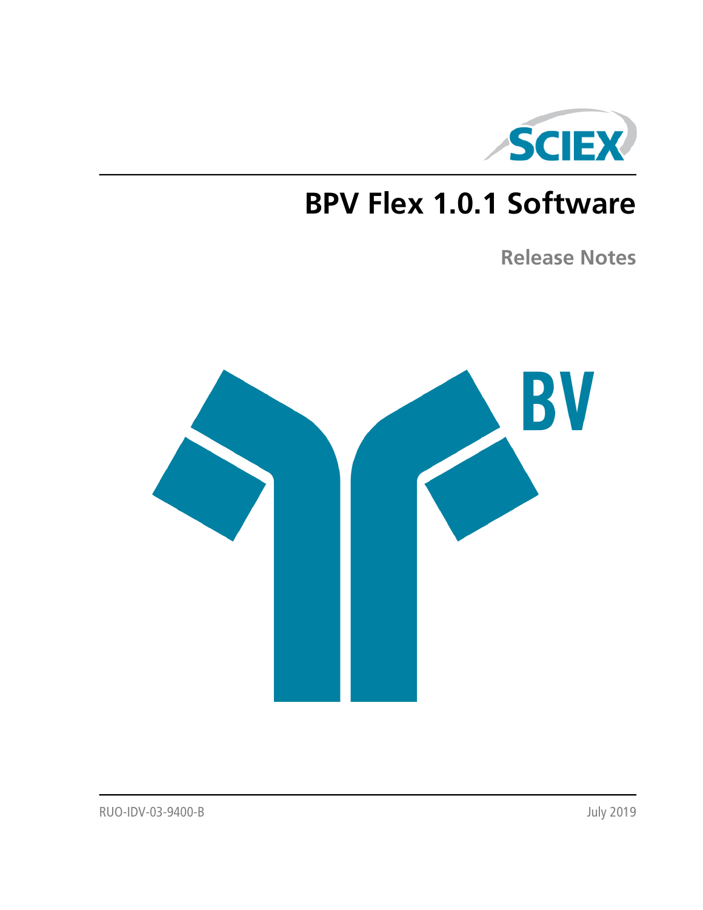# BPV Flex 1.0.1 Software

## Release Notes

RUO-IDV-03-9400-B

July 2019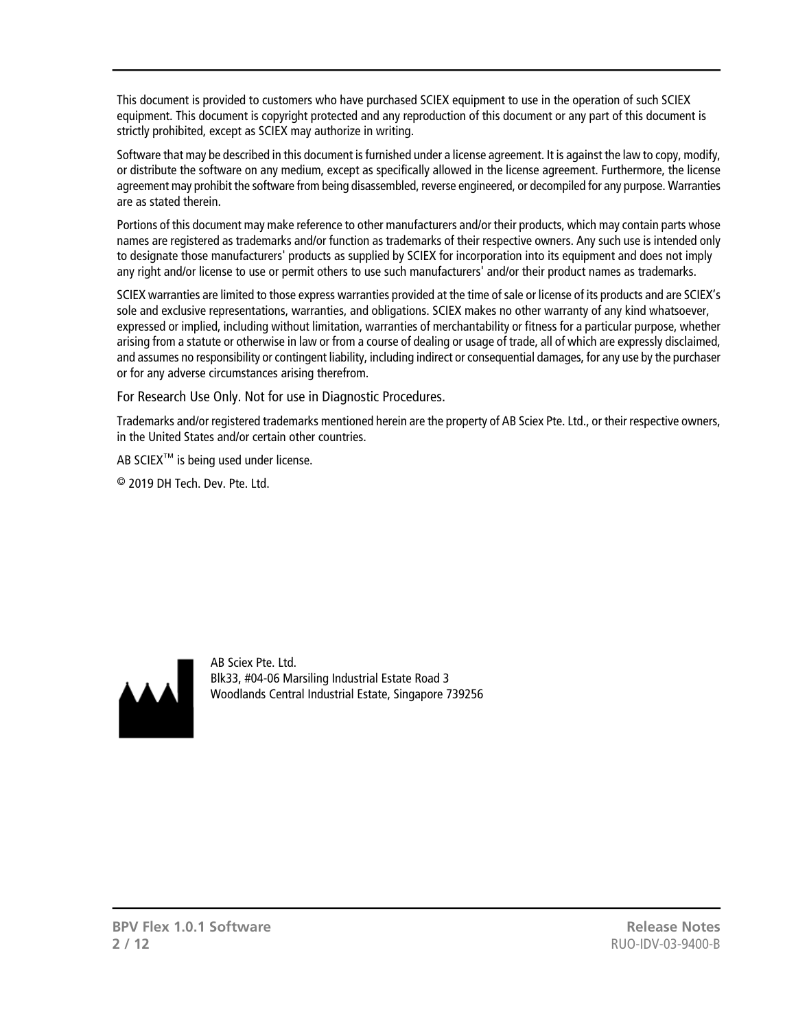This document is provided to customers who have purchased SCIEX equipment to use in the operation of such SCIEX equipment. This document is copyright protected and any reproduction of this document or any part of this document is strictly prohibited, except as SCIEX may authorize in writing.

Software that may be described in this document is furnished under a license agreement. It is against the law to copy, modify, or distribute the software on any medium, except as specifically allowed in the license agreement. Furthermore, the license agreement may prohibit the software from being disassembled, reverse engineered, or decompiled for any purpose. Warranties are as stated therein.

Portions of this document may make reference to other manufacturers and/or their products, which may contain parts whose names are registered as trademarks and/or function as trademarks of their respective owners. Any such use is intended only to designate those manufacturers' products as supplied by SCIEX for incorporation into its equipment and does not imply any right and/or license to use or permit others to use such manufacturers' and/or their product names as trademarks.

SCIEX warranties are limited to those express warranties provided at the time of sale or license of its products and are SCIEX's sole and exclusive representations, warranties, and obligations. SCIEX makes no other warranty of any kind whatsoever, expressed or implied, including without limitation, warranties of merchantability or fitness for a particular purpose, whether arising from a statute or otherwise in law or from a course of dealing or usage of trade, all of which are expressly disclaimed, and assumes no responsibility or contingent liability, including indirect or consequential damages, for any use by the purchaser or for any adverse circumstances arising therefrom.

For Research Use Only. Not for use in Diagnostic Procedures.

Trademarks and/or registered trademarks mentioned herein are the property of AB Sciex Pte. Ltd., or their respective owners, in the United States and/or certain other countries.

AB SCIEX™ is being used under license.

© 2019 DH Tech. Dev. Pte. Ltd.

AB Sciex Pte. Ltd.
Blk33, #04-06 Marsiling Industrial Estate Road 3
Woodlands Central Industrial Estate, Singapore 739256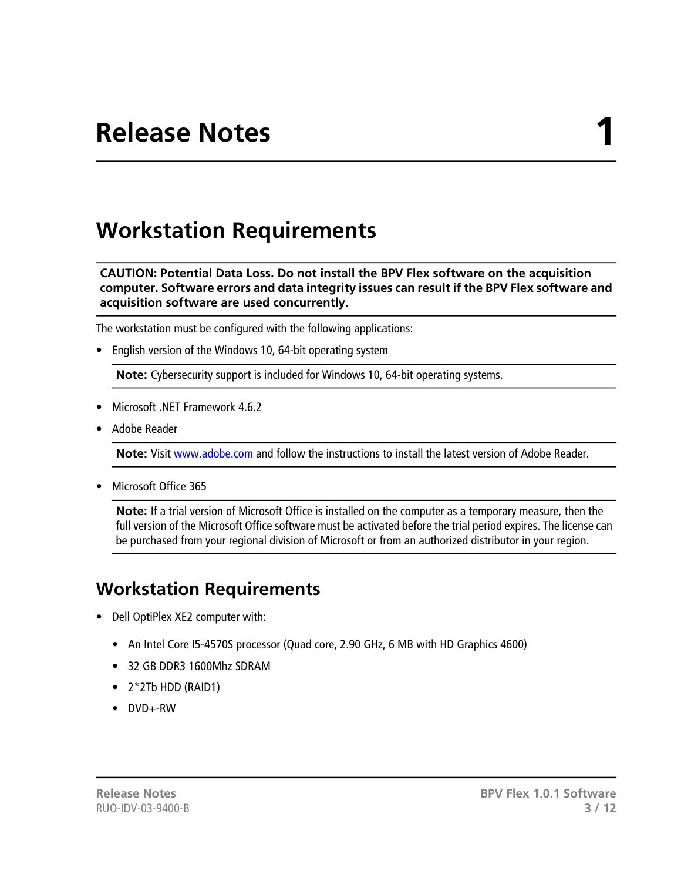# 1 Release Notes

## Workstation Requirements

**CAUTION: Potential Data Loss. Do not install the BPV Flex software on the acquisition computer. Software errors and data integrity issues can result if the BPV Flex software and acquisition software are used concurrently.**

The workstation must be configured with the following applications:

- English version of the Windows 10, 64-bit operating system

  **Note:** Cybersecurity support is included for Windows 10, 64-bit operating systems.

- Microsoft .NET Framework 4.6.2
- Adobe Reader

  **Note:** Visit www.adobe.com and follow the instructions to install the latest version of Adobe Reader.

- Microsoft Office 365

  **Note:** If a trial version of Microsoft Office is installed on the computer as a temporary measure, then the full version of the Microsoft Office software must be activated before the trial period expires. The license can be purchased from your regional division of Microsoft or from an authorized distributor in your region.

### Workstation Requirements

- Dell OptiPlex XE2 computer with:
  - An Intel Core I5-4570S processor (Quad core, 2.90 GHz, 6 MB with HD Graphics 4600)
  - 32 GB DDR3 1600Mhz SDRAM
  - 2*2Tb HDD (RAID1)
  - DVD+-RW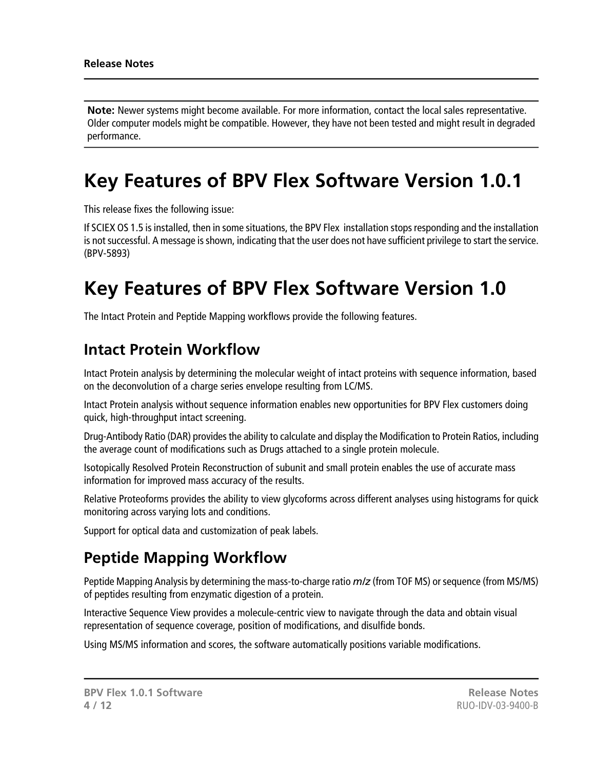**Note:** Newer systems might become available. For more information, contact the local sales representative. Older computer models might be compatible. However, they have not been tested and might result in degraded performance.

# Key Features of BPV Flex Software Version 1.0.1

This release fixes the following issue:

If SCIEX OS 1.5 is installed, then in some situations, the BPV Flex installation stops responding and the installation is not successful. A message is shown, indicating that the user does not have sufficient privilege to start the service. (BPV-5893)

# Key Features of BPV Flex Software Version 1.0

The Intact Protein and Peptide Mapping workflows provide the following features.

## Intact Protein Workflow

Intact Protein analysis by determining the molecular weight of intact proteins with sequence information, based on the deconvolution of a charge series envelope resulting from LC/MS.

Intact Protein analysis without sequence information enables new opportunities for BPV Flex customers doing quick, high-throughput intact screening.

Drug-Antibody Ratio (DAR) provides the ability to calculate and display the Modification to Protein Ratios, including the average count of modifications such as Drugs attached to a single protein molecule.

Isotopically Resolved Protein Reconstruction of subunit and small protein enables the use of accurate mass information for improved mass accuracy of the results.

Relative Proteoforms provides the ability to view glycoforms across different analyses using histograms for quick monitoring across varying lots and conditions.

Support for optical data and customization of peak labels.

## Peptide Mapping Workflow

Peptide Mapping Analysis by determining the mass-to-charge ratio *m/z* (from TOF MS) or sequence (from MS/MS) of peptides resulting from enzymatic digestion of a protein.

Interactive Sequence View provides a molecule-centric view to navigate through the data and obtain visual representation of sequence coverage, position of modifications, and disulfide bonds.

Using MS/MS information and scores, the software automatically positions variable modifications.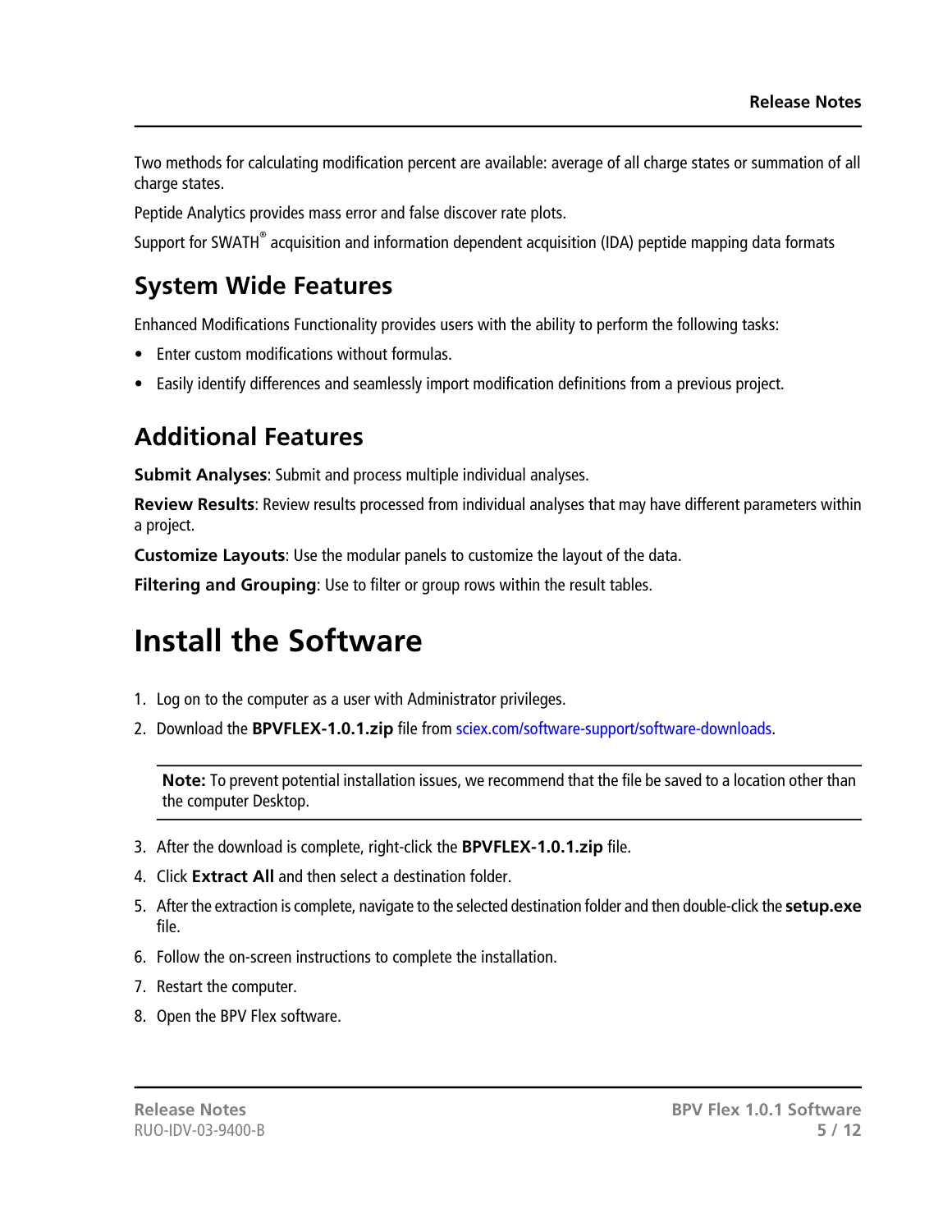Two methods for calculating modification percent are available: average of all charge states or summation of all charge states.

Peptide Analytics provides mass error and false discover rate plots.

Support for SWATH® acquisition and information dependent acquisition (IDA) peptide mapping data formats

## System Wide Features

Enhanced Modifications Functionality provides users with the ability to perform the following tasks:

- Enter custom modifications without formulas.
- Easily identify differences and seamlessly import modification definitions from a previous project.

## Additional Features

**Submit Analyses**: Submit and process multiple individual analyses.

**Review Results**: Review results processed from individual analyses that may have different parameters within a project.

**Customize Layouts**: Use the modular panels to customize the layout of the data.

**Filtering and Grouping**: Use to filter or group rows within the result tables.

# Install the Software

1. Log on to the computer as a user with Administrator privileges.
2. Download the **BPVFLEX-1.0.1.zip** file from sciex.com/software-support/software-downloads.

> **Note:** To prevent potential installation issues, we recommend that the file be saved to a location other than the computer Desktop.

3. After the download is complete, right-click the **BPVFLEX-1.0.1.zip** file.
4. Click **Extract All** and then select a destination folder.
5. After the extraction is complete, navigate to the selected destination folder and then double-click the **setup.exe** file.
6. Follow the on-screen instructions to complete the installation.
7. Restart the computer.
8. Open the BPV Flex software.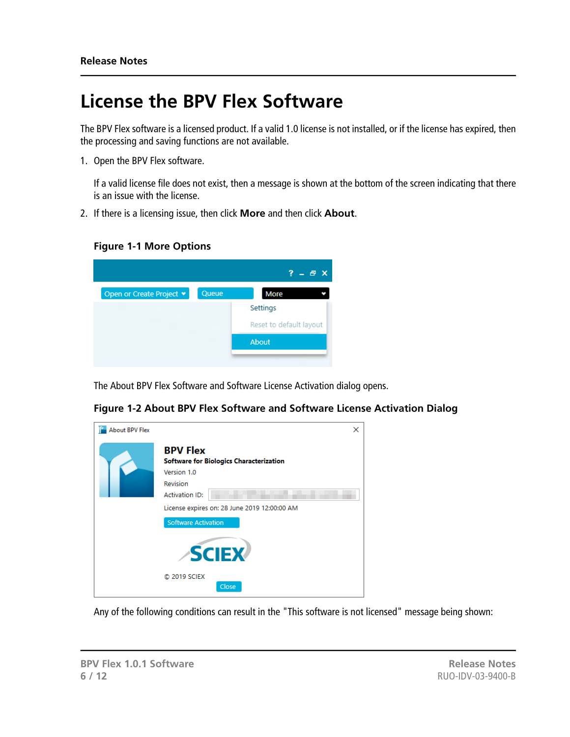# License the BPV Flex Software

The BPV Flex software is a licensed product. If a valid 1.0 license is not installed, or if the license has expired, then the processing and saving functions are not available.

1. Open the BPV Flex software.

   If a valid license file does not exist, then a message is shown at the bottom of the screen indicating that there is an issue with the license.

2. If there is a licensing issue, then click **More** and then click **About**.

   **Figure 1-1 More Options**

   The About BPV Flex Software and Software License Activation dialog opens.

   **Figure 1-2 About BPV Flex Software and Software License Activation Dialog**

   Any of the following conditions can result in the "This software is not licensed" message being shown: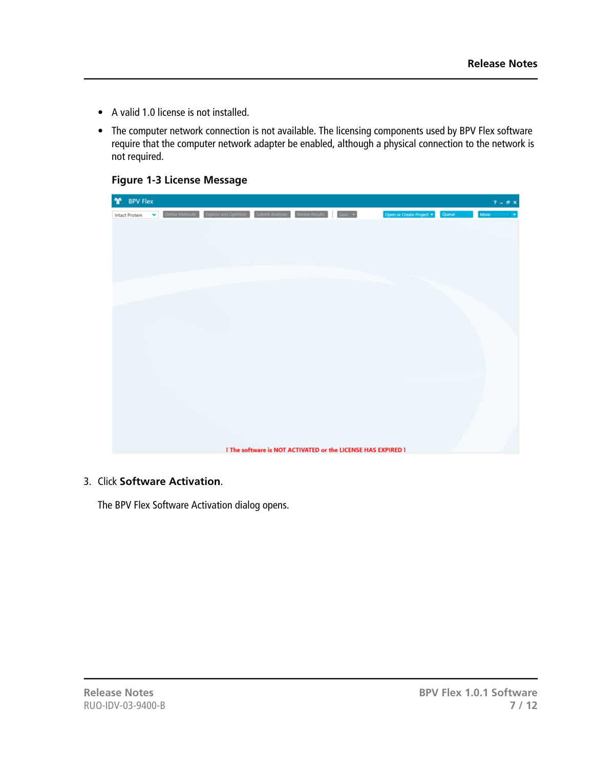- A valid 1.0 license is not installed.
- The computer network connection is not available. The licensing components used by BPV Flex software require that the computer network adapter be enabled, although a physical connection to the network is not required.

**Figure 1-3 License Message**

3. Click **Software Activation**.

   The BPV Flex Software Activation dialog opens.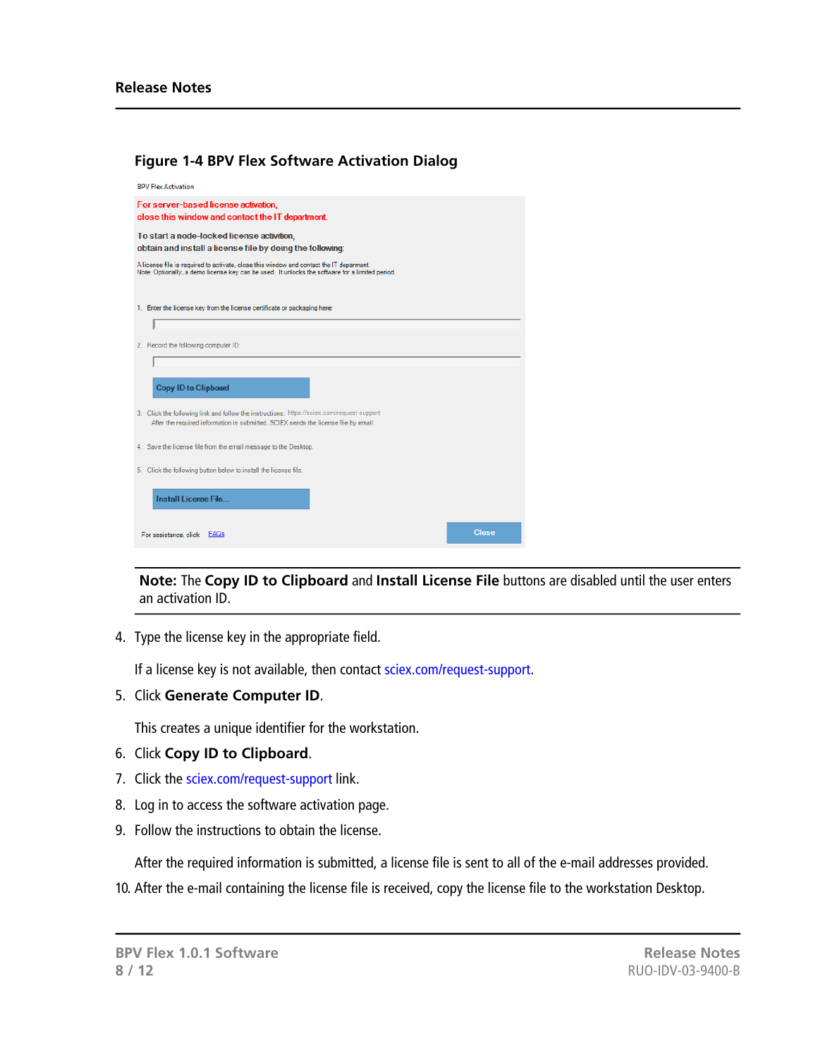**Figure 1-4 BPV Flex Software Activation Dialog**

BPV Flex Activation

For server-based license activation,
close this window and contact the IT department.

To start a node-locked license activation,
obtain and install a license file by doing the following:

A license file is required to activate, close this window and contact the IT deparment.
Note: Optionally, a demo license key can be used. It unlocks the software for a limited period.

1. Enter the license key from the license certificate or packaging here:

2. Record the following computer ID:

Copy ID to Clipboard

3. Click the following link and follow the instructions: https://sciex.com/request-support
After the required information is submitted, SCIEX sends the license file by email.

4. Save the license file from the email message to the Desktop.

5. Click the following button below to install the license file.

Install License File...

For assistance, click FAQs

Close

---

**Note:** The **Copy ID to Clipboard** and **Install License File** buttons are disabled until the user enters an activation ID.

---

4. Type the license key in the appropriate field.

   If a license key is not available, then contact sciex.com/request-support.

5. Click **Generate Computer ID**.

   This creates a unique identifier for the workstation.

6. Click **Copy ID to Clipboard**.
7. Click the sciex.com/request-support link.
8. Log in to access the software activation page.
9. Follow the instructions to obtain the license.

   After the required information is submitted, a license file is sent to all of the e-mail addresses provided.

10. After the e-mail containing the license file is received, copy the license file to the workstation Desktop.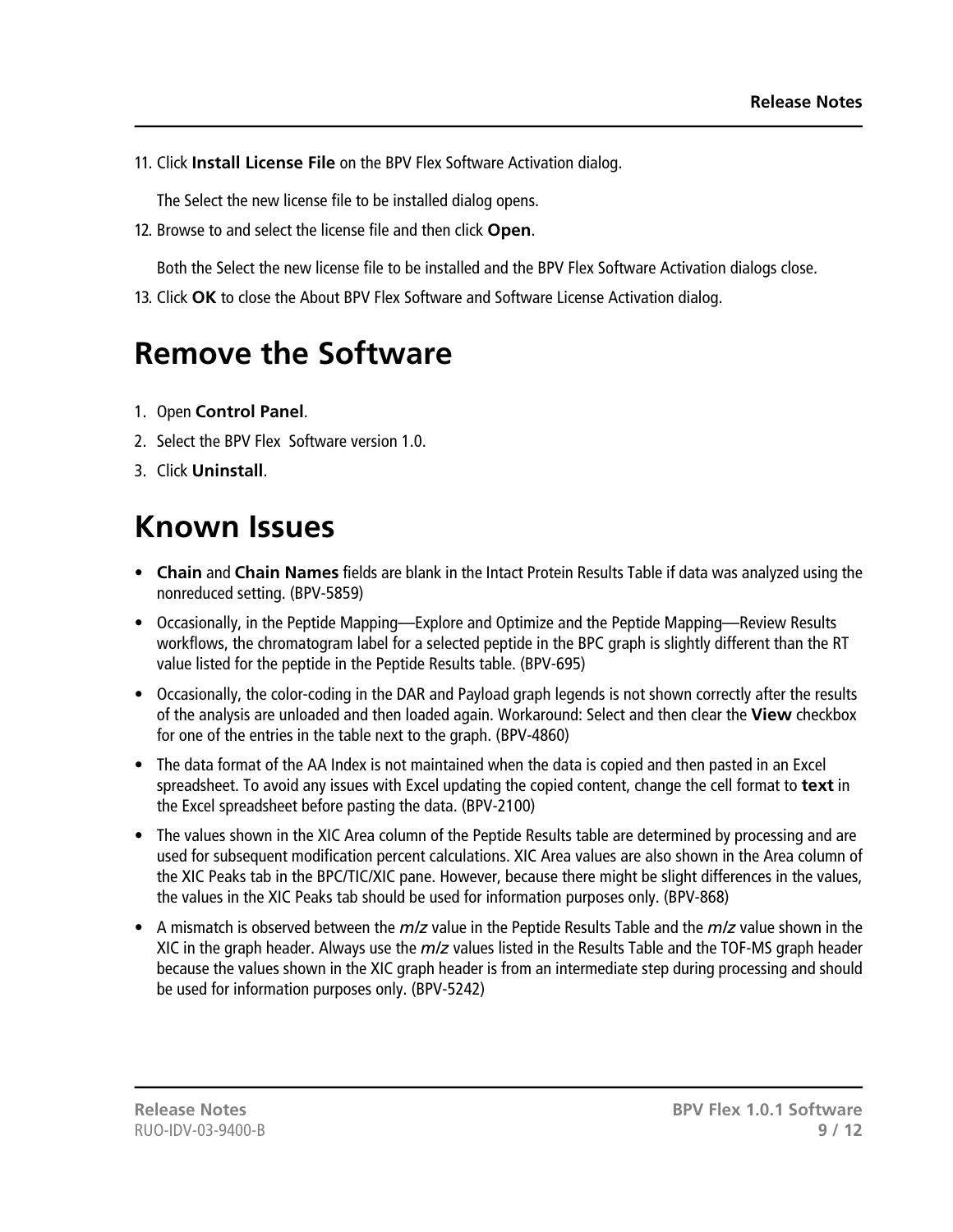11. Click **Install License File** on the BPV Flex Software Activation dialog.

    The Select the new license file to be installed dialog opens.

12. Browse to and select the license file and then click **Open**.

    Both the Select the new license file to be installed and the BPV Flex Software Activation dialogs close.

13. Click **OK** to close the About BPV Flex Software and Software License Activation dialog.

# Remove the Software

1. Open **Control Panel**.
2. Select the BPV Flex  Software version 1.0.
3. Click **Uninstall**.

# Known Issues

- **Chain** and **Chain Names** fields are blank in the Intact Protein Results Table if data was analyzed using the nonreduced setting. (BPV-5859)
- Occasionally, in the Peptide Mapping—Explore and Optimize and the Peptide Mapping—Review Results workflows, the chromatogram label for a selected peptide in the BPC graph is slightly different than the RT value listed for the peptide in the Peptide Results table. (BPV-695)
- Occasionally, the color-coding in the DAR and Payload graph legends is not shown correctly after the results of the analysis are unloaded and then loaded again. Workaround: Select and then clear the **View** checkbox for one of the entries in the table next to the graph. (BPV-4860)
- The data format of the AA Index is not maintained when the data is copied and then pasted in an Excel spreadsheet. To avoid any issues with Excel updating the copied content, change the cell format to **text** in the Excel spreadsheet before pasting the data. (BPV-2100)
- The values shown in the XIC Area column of the Peptide Results table are determined by processing and are used for subsequent modification percent calculations. XIC Area values are also shown in the Area column of the XIC Peaks tab in the BPC/TIC/XIC pane. However, because there might be slight differences in the values, the values in the XIC Peaks tab should be used for information purposes only. (BPV-868)
- A mismatch is observed between the *m/z* value in the Peptide Results Table and the *m/z* value shown in the XIC in the graph header. Always use the *m/z* values listed in the Results Table and the TOF-MS graph header because the values shown in the XIC graph header is from an intermediate step during processing and should be used for information purposes only. (BPV-5242)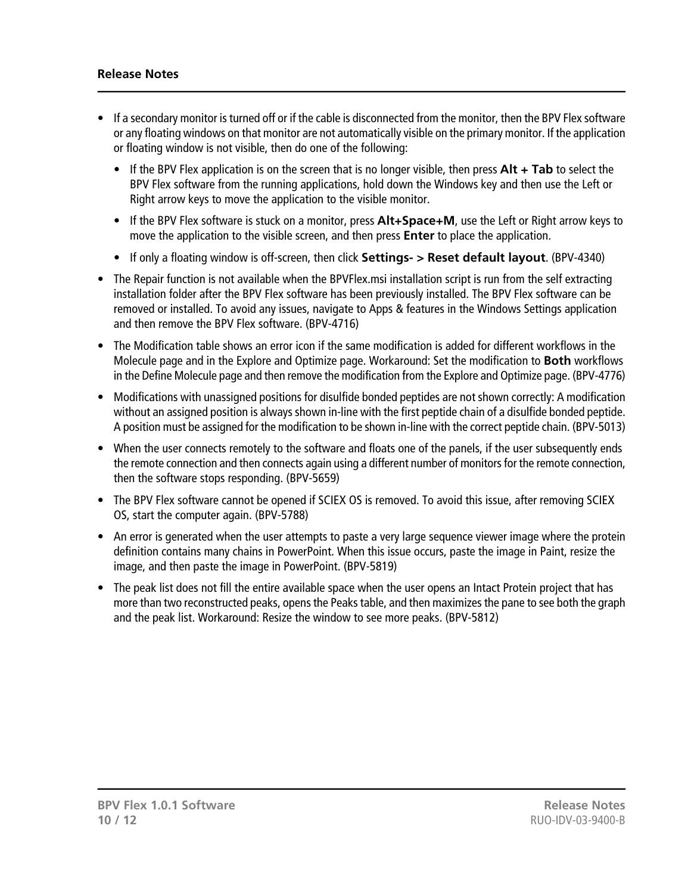- If a secondary monitor is turned off or if the cable is disconnected from the monitor, then the BPV Flex software or any floating windows on that monitor are not automatically visible on the primary monitor. If the application or floating window is not visible, then do one of the following:
  - If the BPV Flex application is on the screen that is no longer visible, then press **Alt + Tab** to select the BPV Flex software from the running applications, hold down the Windows key and then use the Left or Right arrow keys to move the application to the visible monitor.
  - If the BPV Flex software is stuck on a monitor, press **Alt+Space+M**, use the Left or Right arrow keys to move the application to the visible screen, and then press **Enter** to place the application.
  - If only a floating window is off-screen, then click **Settings- > Reset default layout**. (BPV-4340)
- The Repair function is not available when the BPVFlex.msi installation script is run from the self extracting installation folder after the BPV Flex software has been previously installed. The BPV Flex software can be removed or installed. To avoid any issues, navigate to Apps & features in the Windows Settings application and then remove the BPV Flex software. (BPV-4716)
- The Modification table shows an error icon if the same modification is added for different workflows in the Molecule page and in the Explore and Optimize page. Workaround: Set the modification to **Both** workflows in the Define Molecule page and then remove the modification from the Explore and Optimize page. (BPV-4776)
- Modifications with unassigned positions for disulfide bonded peptides are not shown correctly: A modification without an assigned position is always shown in-line with the first peptide chain of a disulfide bonded peptide. A position must be assigned for the modification to be shown in-line with the correct peptide chain. (BPV-5013)
- When the user connects remotely to the software and floats one of the panels, if the user subsequently ends the remote connection and then connects again using a different number of monitors for the remote connection, then the software stops responding. (BPV-5659)
- The BPV Flex software cannot be opened if SCIEX OS is removed. To avoid this issue, after removing SCIEX OS, start the computer again. (BPV-5788)
- An error is generated when the user attempts to paste a very large sequence viewer image where the protein definition contains many chains in PowerPoint. When this issue occurs, paste the image in Paint, resize the image, and then paste the image in PowerPoint. (BPV-5819)
- The peak list does not fill the entire available space when the user opens an Intact Protein project that has more than two reconstructed peaks, opens the Peaks table, and then maximizes the pane to see both the graph and the peak list. Workaround: Resize the window to see more peaks. (BPV-5812)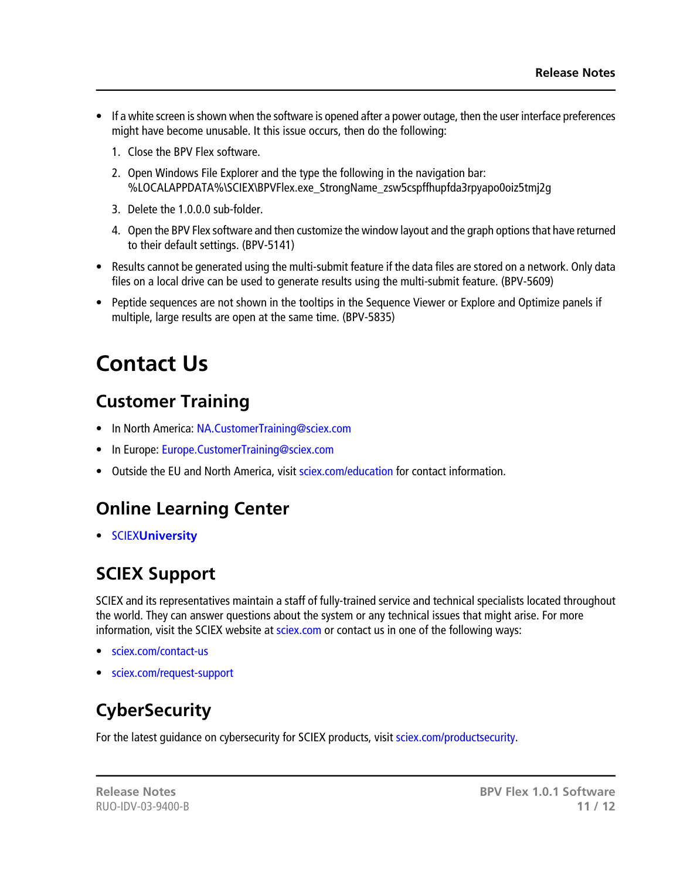- If a white screen is shown when the software is opened after a power outage, then the user interface preferences might have become unusable. It this issue occurs, then do the following:

  1. Close the BPV Flex software.
  2. Open Windows File Explorer and the type the following in the navigation bar: %LOCALAPPDATA%\SCIEX\BPVFlex.exe_StrongName_zsw5cspffhupfda3rpyapo0oiz5tmj2g
  3. Delete the 1.0.0.0 sub-folder.
  4. Open the BPV Flex software and then customize the window layout and the graph options that have returned to their default settings. (BPV-5141)

- Results cannot be generated using the multi-submit feature if the data files are stored on a network. Only data files on a local drive can be used to generate results using the multi-submit feature. (BPV-5609)
- Peptide sequences are not shown in the tooltips in the Sequence Viewer or Explore and Optimize panels if multiple, large results are open at the same time. (BPV-5835)

# Contact Us

## Customer Training

- In North America: NA.CustomerTraining@sciex.com
- In Europe: Europe.CustomerTraining@sciex.com
- Outside the EU and North America, visit sciex.com/education for contact information.

## Online Learning Center

- SCIEX**University**

## SCIEX Support

SCIEX and its representatives maintain a staff of fully-trained service and technical specialists located throughout the world. They can answer questions about the system or any technical issues that might arise. For more information, visit the SCIEX website at sciex.com or contact us in one of the following ways:

- sciex.com/contact-us
- sciex.com/request-support

## CyberSecurity

For the latest guidance on cybersecurity for SCIEX products, visit sciex.com/productsecurity.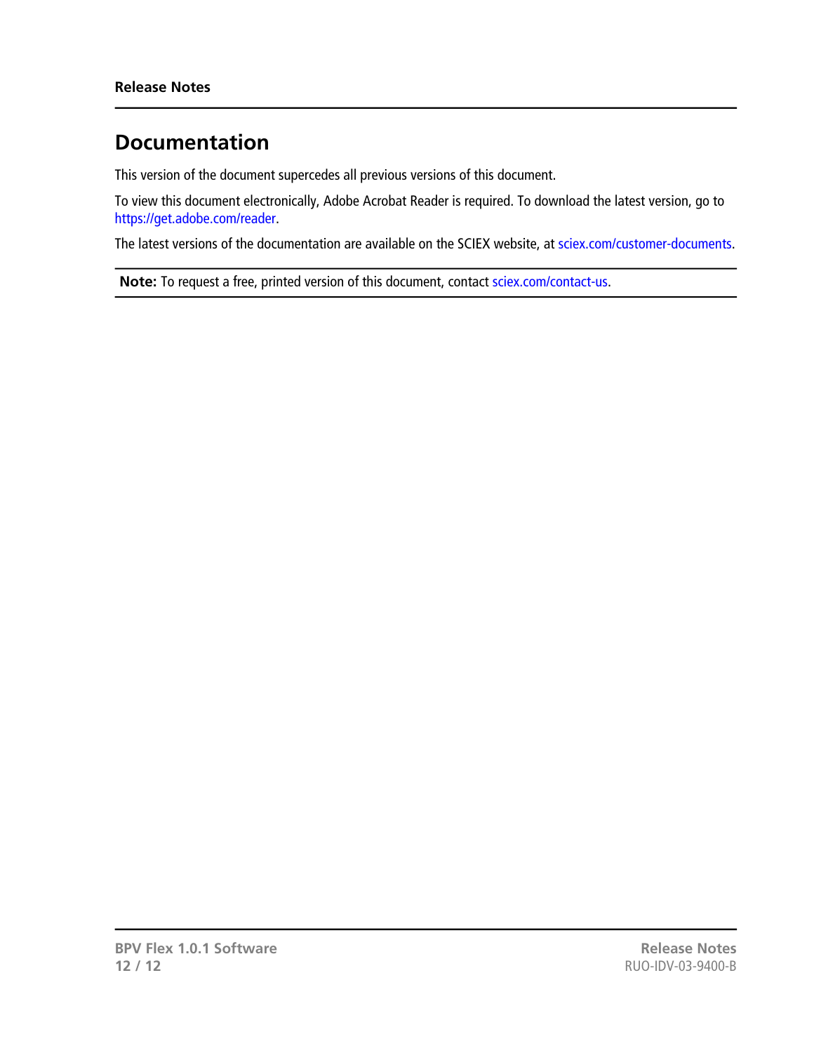## Documentation

This version of the document supercedes all previous versions of this document.

To view this document electronically, Adobe Acrobat Reader is required. To download the latest version, go to https://get.adobe.com/reader.

The latest versions of the documentation are available on the SCIEX website, at sciex.com/customer-documents.

**Note:** To request a free, printed version of this document, contact sciex.com/contact-us.